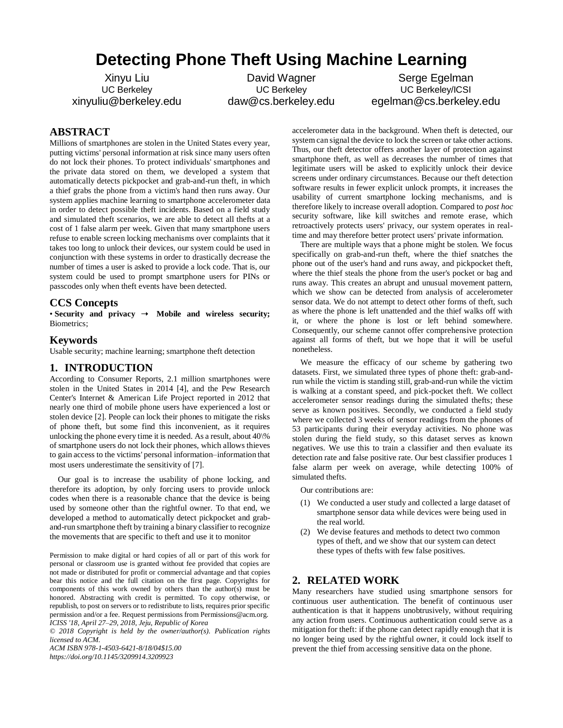# Detecting Phone Theft Using Machine Learning

Xinyu Liu
UC Berkeley
xinyuliu@berkeley.edu

David Wagner
UC Berkeley
daw@cs.berkeley.edu

Serge Egelman
UC Berkeley/ICSI
egelman@cs.berkeley.edu

## ABSTRACT

Millions of smartphones are stolen in the United States every year, putting victims' personal information at risk since many users often do not lock their phones. To protect individuals' smartphones and the private data stored on them, we developed a system that automatically detects pickpocket and grab-and-run theft, in which a thief grabs the phone from a victim's hand then runs away. Our system applies machine learning to smartphone accelerometer data in order to detect possible theft incidents. Based on a field study and simulated theft scenarios, we are able to detect all thefts at a cost of 1 false alarm per week. Given that many smartphone users refuse to enable screen locking mechanisms over complaints that it takes too long to unlock their devices, our system could be used in conjunction with these systems in order to drastically decrease the number of times a user is asked to provide a lock code. That is, our system could be used to prompt smartphone users for PINs or passcodes only when theft events have been detected.

## CCS Concepts

• **Security and privacy → Mobile and wireless security;** Biometrics;

## Keywords

Usable security; machine learning; smartphone theft detection

## 1. INTRODUCTION

According to Consumer Reports, 2.1 million smartphones were stolen in the United States in 2014 [4], and the Pew Research Center's Internet & American Life Project reported in 2012 that nearly one third of mobile phone users have experienced a lost or stolen device [2]. People can lock their phones to mitigate the risks of phone theft, but some find this inconvenient, as it requires unlocking the phone every time it is needed. As a result, about 40\% of smartphone users do not lock their phones, which allows thieves to gain access to the victims' personal information–information that most users underestimate the sensitivity of [7].

Our goal is to increase the usability of phone locking, and therefore its adoption, by only forcing users to provide unlock codes when there is a reasonable chance that the device is being used by someone other than the rightful owner. To that end, we developed a method to automatically detect pickpocket and grab-and-run smartphone theft by training a binary classifier to recognize the movements that are specific to theft and use it to monitor accelerometer data in the background. When theft is detected, our system can signal the device to lock the screen or take other actions. Thus, our theft detector offers another layer of protection against smartphone theft, as well as decreases the number of times that legitimate users will be asked to explicitly unlock their device screens under ordinary circumstances. Because our theft detection software results in fewer explicit unlock prompts, it increases the usability of current smartphone locking mechanisms, and is therefore likely to increase overall adoption. Compared to *post hoc* security software, like kill switches and remote erase, which retroactively protects users' privacy, our system operates in real-time and may therefore better protect users' private information.

There are multiple ways that a phone might be stolen. We focus specifically on grab-and-run theft, where the thief snatches the phone out of the user's hand and runs away, and pickpocket theft, where the thief steals the phone from the user's pocket or bag and runs away. This creates an abrupt and unusual movement pattern, which we show can be detected from analysis of accelerometer sensor data. We do not attempt to detect other forms of theft, such as where the phone is left unattended and the thief walks off with it, or where the phone is lost or left behind somewhere. Consequently, our scheme cannot offer comprehensive protection against all forms of theft, but we hope that it will be useful nonetheless.

We measure the efficacy of our scheme by gathering two datasets. First, we simulated three types of phone theft: grab-and-run while the victim is standing still, grab-and-run while the victim is walking at a constant speed, and pick-pocket theft. We collect accelerometer sensor readings during the simulated thefts; these serve as known positives. Secondly, we conducted a field study where we collected 3 weeks of sensor readings from the phones of 53 participants during their everyday activities. No phone was stolen during the field study, so this dataset serves as known negatives. We use this to train a classifier and then evaluate its detection rate and false positive rate. Our best classifier produces 1 false alarm per week on average, while detecting 100% of simulated thefts.

Our contributions are:

(1) We conducted a user study and collected a large dataset of smartphone sensor data while devices were being used in the real world.
(2) We devise features and methods to detect two common types of theft, and we show that our system can detect these types of thefts with few false positives.

## 2. RELATED WORK

Many researchers have studied using smartphone sensors for continuous user authentication. The benefit of continuous user authentication is that it happens unobtrusively, without requiring any action from users. Continuous authentication could serve as a mitigation for theft: if the phone can detect rapidly enough that it is no longer being used by the rightful owner, it could lock itself to prevent the thief from accessing sensitive data on the phone.

Permission to make digital or hard copies of all or part of this work for personal or classroom use is granted without fee provided that copies are not made or distributed for profit or commercial advantage and that copies bear this notice and the full citation on the first page. Copyrights for components of this work owned by others than the author(s) must be honored. Abstracting with credit is permitted. To copy otherwise, or republish, to post on servers or to redistribute to lists, requires prior specific permission and/or a fee. Request permissions from Permissions@acm.org.
*ICISS '18, April 27–29, 2018, Jeju, Republic of Korea*
*© 2018 Copyright is held by the owner/author(s). Publication rights licensed to ACM.*
*ACM ISBN 978-1-4503-6421-8/18/04$15.00*
*https://doi.org/10.1145/3209914.3209923*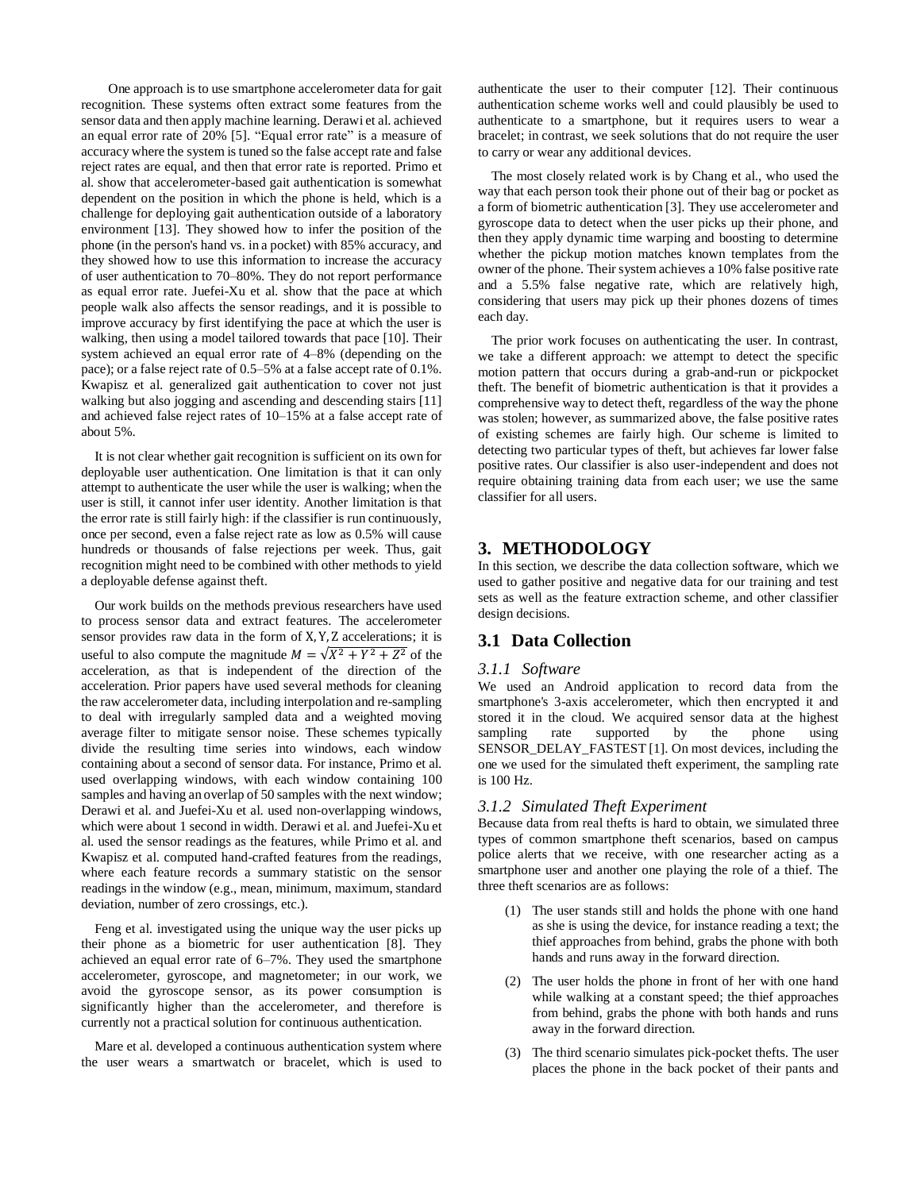One approach is to use smartphone accelerometer data for gait recognition. These systems often extract some features from the sensor data and then apply machine learning. Derawi et al. achieved an equal error rate of 20% [5]. "Equal error rate" is a measure of accuracy where the system is tuned so the false accept rate and false reject rates are equal, and then that error rate is reported. Primo et al. show that accelerometer-based gait authentication is somewhat dependent on the position in which the phone is held, which is a challenge for deploying gait authentication outside of a laboratory environment [13]. They showed how to infer the position of the phone (in the person's hand vs. in a pocket) with 85% accuracy, and they showed how to use this information to increase the accuracy of user authentication to 70–80%. They do not report performance as equal error rate. Juefei-Xu et al. show that the pace at which people walk also affects the sensor readings, and it is possible to improve accuracy by first identifying the pace at which the user is walking, then using a model tailored towards that pace [10]. Their system achieved an equal error rate of 4–8% (depending on the pace); or a false reject rate of 0.5–5% at a false accept rate of 0.1%. Kwapisz et al. generalized gait authentication to cover not just walking but also jogging and ascending and descending stairs [11] and achieved false reject rates of 10–15% at a false accept rate of about 5%.

It is not clear whether gait recognition is sufficient on its own for deployable user authentication. One limitation is that it can only attempt to authenticate the user while the user is walking; when the user is still, it cannot infer user identity. Another limitation is that the error rate is still fairly high: if the classifier is run continuously, once per second, even a false reject rate as low as 0.5% will cause hundreds or thousands of false rejections per week. Thus, gait recognition might need to be combined with other methods to yield a deployable defense against theft.

Our work builds on the methods previous researchers have used to process sensor data and extract features. The accelerometer sensor provides raw data in the form of $X, Y, Z$ accelerations; it is useful to also compute the magnitude $M = \sqrt{X^2 + Y^2 + Z^2}$ of the acceleration, as that is independent of the direction of the acceleration. Prior papers have used several methods for cleaning the raw accelerometer data, including interpolation and re-sampling to deal with irregularly sampled data and a weighted moving average filter to mitigate sensor noise. These schemes typically divide the resulting time series into windows, each window containing about a second of sensor data. For instance, Primo et al. used overlapping windows, with each window containing 100 samples and having an overlap of 50 samples with the next window; Derawi et al. and Juefei-Xu et al. used non-overlapping windows, which were about 1 second in width. Derawi et al. and Juefei-Xu et al. used the sensor readings as the features, while Primo et al. and Kwapisz et al. computed hand-crafted features from the readings, where each feature records a summary statistic on the sensor readings in the window (e.g., mean, minimum, maximum, standard deviation, number of zero crossings, etc.).

Feng et al. investigated using the unique way the user picks up their phone as a biometric for user authentication [8]. They achieved an equal error rate of 6–7%. They used the smartphone accelerometer, gyroscope, and magnetometer; in our work, we avoid the gyroscope sensor, as its power consumption is significantly higher than the accelerometer, and therefore is currently not a practical solution for continuous authentication.

Mare et al. developed a continuous authentication system where the user wears a smartwatch or bracelet, which is used to authenticate the user to their computer [12]. Their continuous authentication scheme works well and could plausibly be used to authenticate to a smartphone, but it requires users to wear a bracelet; in contrast, we seek solutions that do not require the user to carry or wear any additional devices.

The most closely related work is by Chang et al., who used the way that each person took their phone out of their bag or pocket as a form of biometric authentication [3]. They use accelerometer and gyroscope data to detect when the user picks up their phone, and then they apply dynamic time warping and boosting to determine whether the pickup motion matches known templates from the owner of the phone. Their system achieves a 10% false positive rate and a 5.5% false negative rate, which are relatively high, considering that users may pick up their phones dozens of times each day.

The prior work focuses on authenticating the user. In contrast, we take a different approach: we attempt to detect the specific motion pattern that occurs during a grab-and-run or pickpocket theft. The benefit of biometric authentication is that it provides a comprehensive way to detect theft, regardless of the way the phone was stolen; however, as summarized above, the false positive rates of existing schemes are fairly high. Our scheme is limited to detecting two particular types of theft, but achieves far lower false positive rates. Our classifier is also user-independent and does not require obtaining training data from each user; we use the same classifier for all users.

# 3. METHODOLOGY

In this section, we describe the data collection software, which we used to gather positive and negative data for our training and test sets as well as the feature extraction scheme, and other classifier design decisions.

## 3.1 Data Collection

### *3.1.1 Software*

We used an Android application to record data from the smartphone's 3-axis accelerometer, which then encrypted it and stored it in the cloud. We acquired sensor data at the highest sampling rate supported by the phone using SENSOR_DELAY_FASTEST [1]. On most devices, including the one we used for the simulated theft experiment, the sampling rate is 100 Hz.

### *3.1.2 Simulated Theft Experiment*

Because data from real thefts is hard to obtain, we simulated three types of common smartphone theft scenarios, based on campus police alerts that we receive, with one researcher acting as a smartphone user and another one playing the role of a thief. The three theft scenarios are as follows:

(1) The user stands still and holds the phone with one hand as she is using the device, for instance reading a text; the thief approaches from behind, grabs the phone with both hands and runs away in the forward direction.

(2) The user holds the phone in front of her with one hand while walking at a constant speed; the thief approaches from behind, grabs the phone with both hands and runs away in the forward direction.

(3) The third scenario simulates pick-pocket thefts. The user places the phone in the back pocket of their pants and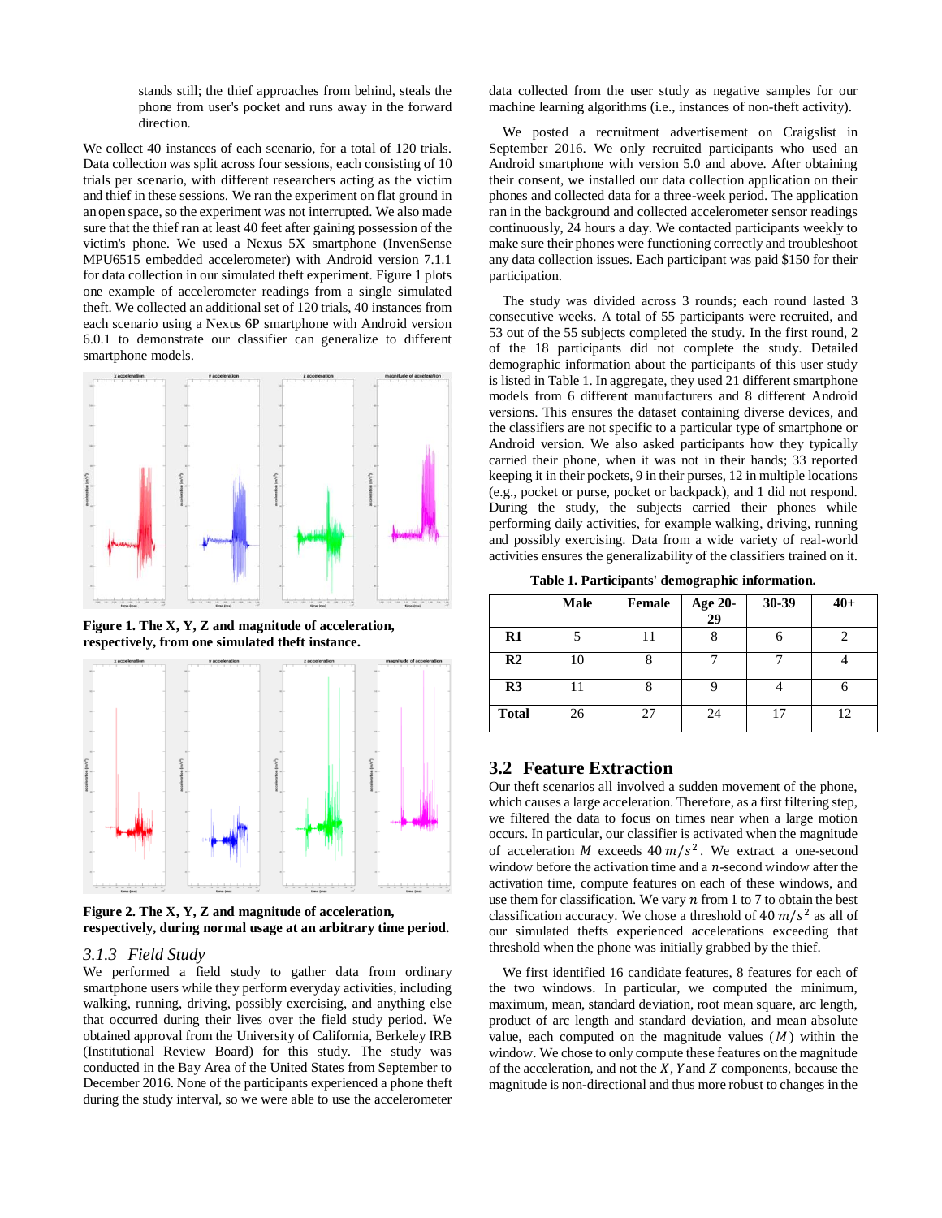stands still; the thief approaches from behind, steals the phone from user's pocket and runs away in the forward direction.

We collect 40 instances of each scenario, for a total of 120 trials. Data collection was split across four sessions, each consisting of 10 trials per scenario, with different researchers acting as the victim and thief in these sessions. We ran the experiment on flat ground in an open space, so the experiment was not interrupted. We also made sure that the thief ran at least 40 feet after gaining possession of the victim's phone. We used a Nexus 5X smartphone (InvenSense MPU6515 embedded accelerometer) with Android version 7.1.1 for data collection in our simulated theft experiment. Figure 1 plots one example of accelerometer readings from a single simulated theft. We collected an additional set of 120 trials, 40 instances from each scenario using a Nexus 6P smartphone with Android version 6.0.1 to demonstrate our classifier can generalize to different smartphone models.

x acceleration
y acceleration
z acceleration
magnitude of acceleration

**Figure 1. The X, Y, Z and magnitude of acceleration, respectively, from one simulated theft instance.**

x acceleration
y acceleration
z acceleration
magnitude of acceleration

**Figure 2. The X, Y, Z and magnitude of acceleration, respectively, during normal usage at an arbitrary time period.**

### *3.1.3 Field Study*

We performed a field study to gather data from ordinary smartphone users while they perform everyday activities, including walking, running, driving, possibly exercising, and anything else that occurred during their lives over the field study period. We obtained approval from the University of California, Berkeley IRB (Institutional Review Board) for this study. The study was conducted in the Bay Area of the United States from September to December 2016. None of the participants experienced a phone theft during the study interval, so we were able to use the accelerometer data collected from the user study as negative samples for our machine learning algorithms (i.e., instances of non-theft activity).

We posted a recruitment advertisement on Craigslist in September 2016. We only recruited participants who used an Android smartphone with version 5.0 and above. After obtaining their consent, we installed our data collection application on their phones and collected data for a three-week period. The application ran in the background and collected accelerometer sensor readings continuously, 24 hours a day. We contacted participants weekly to make sure their phones were functioning correctly and troubleshoot any data collection issues. Each participant was paid $150 for their participation.

The study was divided across 3 rounds; each round lasted 3 consecutive weeks. A total of 55 participants were recruited, and 53 out of the 55 subjects completed the study. In the first round, 2 of the 18 participants did not complete the study. Detailed demographic information about the participants of this user study is listed in Table 1. In aggregate, they used 21 different smartphone models from 6 different manufacturers and 8 different Android versions. This ensures the dataset containing diverse devices, and the classifiers are not specific to a particular type of smartphone or Android version. We also asked participants how they typically carried their phone, when it was not in their hands; 33 reported keeping it in their pockets, 9 in their purses, 12 in multiple locations (e.g., pocket or purse, pocket or backpack), and 1 did not respond. During the study, the subjects carried their phones while performing daily activities, for example walking, driving, running and possibly exercising. Data from a wide variety of real-world activities ensures the generalizability of the classifiers trained on it.

**Table 1. Participants' demographic information.**

| | Male | Female | Age 20-29 | 30-39 | 40+ |
|---|---|---|---|---|---|
| **R1** | 5 | 11 | 8 | 6 | 2 |
| **R2** | 10 | 8 | 7 | 7 | 4 |
| **R3** | 11 | 8 | 9 | 4 | 6 |
| **Total** | 26 | 27 | 24 | 17 | 12 |

## 3.2 Feature Extraction

Our theft scenarios all involved a sudden movement of the phone, which causes a large acceleration. Therefore, as a first filtering step, we filtered the data to focus on times near when a large motion occurs. In particular, our classifier is activated when the magnitude of acceleration $M$ exceeds $40\ m/s^2$. We extract a one-second window before the activation time and a $n$-second window after the activation time, compute features on each of these windows, and use them for classification. We vary $n$ from 1 to 7 to obtain the best classification accuracy. We chose a threshold of $40\ m/s^2$ as all of our simulated thefts experienced accelerations exceeding that threshold when the phone was initially grabbed by the thief.

We first identified 16 candidate features, 8 features for each of the two windows. In particular, we computed the minimum, maximum, mean, standard deviation, root mean square, arc length, product of arc length and standard deviation, and mean absolute value, each computed on the magnitude values ($M$) within the window. We chose to only compute these features on the magnitude of the acceleration, and not the $X$, $Y$ and $Z$ components, because the magnitude is non-directional and thus more robust to changes in the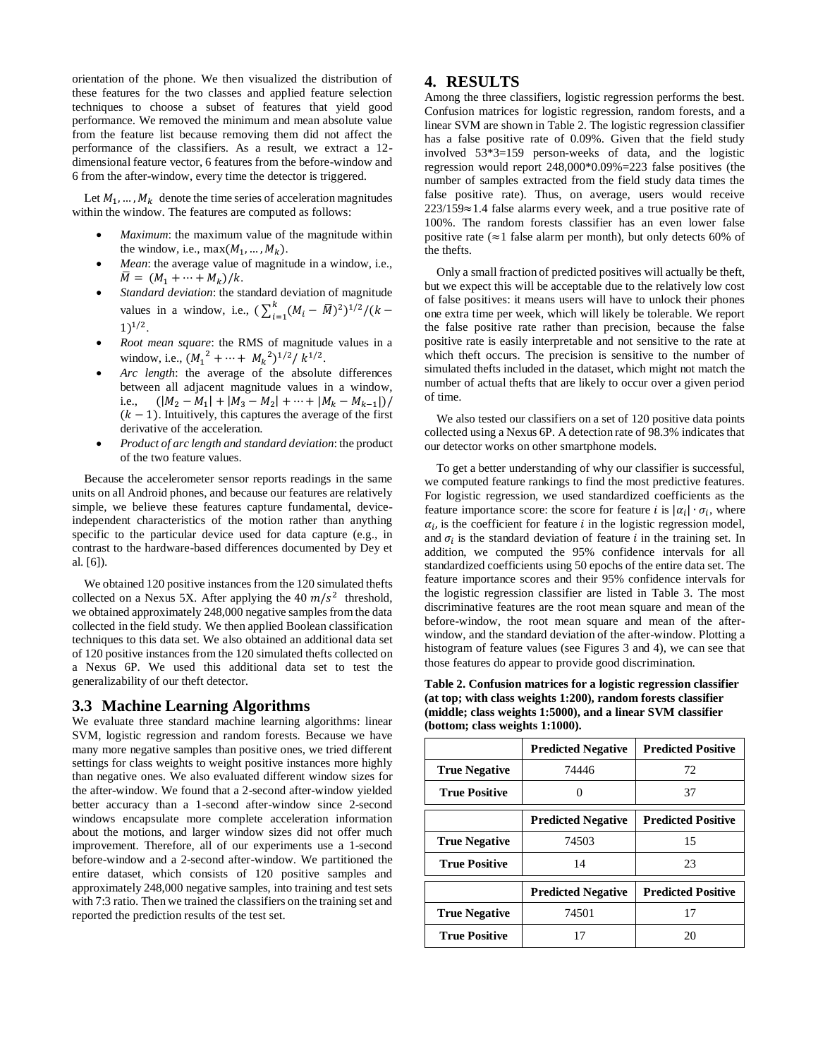orientation of the phone. We then visualized the distribution of these features for the two classes and applied feature selection techniques to choose a subset of features that yield good performance. We removed the minimum and mean absolute value from the feature list because removing them did not affect the performance of the classifiers. As a result, we extract a 12-dimensional feature vector, 6 features from the before-window and 6 from the after-window, every time the detector is triggered.

Let $M_1, \ldots, M_k$ denote the time series of acceleration magnitudes within the window. The features are computed as follows:

- *Maximum*: the maximum value of the magnitude within the window, i.e., $\max(M_1, \ldots, M_k)$.
- *Mean*: the average value of magnitude in a window, i.e., $\bar{M} = (M_1 + \cdots + M_k)/k$.
- *Standard deviation*: the standard deviation of magnitude values in a window, i.e., $(\sum_{i=1}^{k}(M_i - \bar{M})^2)^{1/2}/(k-1)^{1/2}$.
- *Root mean square*: the RMS of magnitude values in a window, i.e., $({M_1}^2 + \cdots + {M_k}^2)^{1/2}/\, k^{1/2}$.
- *Arc length*: the average of the absolute differences between all adjacent magnitude values in a window, i.e., $(|M_2 - M_1| + |M_3 - M_2| + \cdots + |M_k - M_{k-1}|)/(k-1)$. Intuitively, this captures the average of the first derivative of the acceleration.
- *Product of arc length and standard deviation*: the product of the two feature values.

Because the accelerometer sensor reports readings in the same units on all Android phones, and because our features are relatively simple, we believe these features capture fundamental, device-independent characteristics of the motion rather than anything specific to the particular device used for data capture (e.g., in contrast to the hardware-based differences documented by Dey et al. [6]).

We obtained 120 positive instances from the 120 simulated thefts collected on a Nexus 5X. After applying the 40 $m/s^2$ threshold, we obtained approximately 248,000 negative samples from the data collected in the field study. We then applied Boolean classification techniques to this data set. We also obtained an additional data set of 120 positive instances from the 120 simulated thefts collected on a Nexus 6P. We used this additional data set to test the generalizability of our theft detector.

## 3.3 Machine Learning Algorithms

We evaluate three standard machine learning algorithms: linear SVM, logistic regression and random forests. Because we have many more negative samples than positive ones, we tried different settings for class weights to weight positive instances more highly than negative ones. We also evaluated different window sizes for the after-window. We found that a 2-second after-window yielded better accuracy than a 1-second after-window since 2-second windows encapsulate more complete acceleration information about the motions, and larger window sizes did not offer much improvement. Therefore, all of our experiments use a 1-second before-window and a 2-second after-window. We partitioned the entire dataset, which consists of 120 positive samples and approximately 248,000 negative samples, into training and test sets with 7:3 ratio. Then we trained the classifiers on the training set and reported the prediction results of the test set.

# 4. RESULTS

Among the three classifiers, logistic regression performs the best. Confusion matrices for logistic regression, random forests, and a linear SVM are shown in Table 2. The logistic regression classifier has a false positive rate of 0.09%. Given that the field study involved 53\*3=159 person-weeks of data, and the logistic regression would report 248,000\*0.09%=223 false positives (the number of samples extracted from the field study data times the false positive rate). Thus, on average, users would receive 223/159≈1.4 false alarms every week, and a true positive rate of 100%. The random forests classifier has an even lower false positive rate (≈1 false alarm per month), but only detects 60% of the thefts.

Only a small fraction of predicted positives will actually be theft, but we expect this will be acceptable due to the relatively low cost of false positives: it means users will have to unlock their phones one extra time per week, which will likely be tolerable. We report the false positive rate rather than precision, because the false positive rate is easily interpretable and not sensitive to the rate at which theft occurs. The precision is sensitive to the number of simulated thefts included in the dataset, which might not match the number of actual thefts that are likely to occur over a given period of time.

We also tested our classifiers on a set of 120 positive data points collected using a Nexus 6P. A detection rate of 98.3% indicates that our detector works on other smartphone models.

To get a better understanding of why our classifier is successful, we computed feature rankings to find the most predictive features. For logistic regression, we used standardized coefficients as the feature importance score: the score for feature $i$ is $|\alpha_i| \cdot \sigma_i$, where $\alpha_i$, is the coefficient for feature $i$ in the logistic regression model, and $\sigma_i$ is the standard deviation of feature $i$ in the training set. In addition, we computed the 95% confidence intervals for all standardized coefficients using 50 epochs of the entire data set. The feature importance scores and their 95% confidence intervals for the logistic regression classifier are listed in Table 3. The most discriminative features are the root mean square and mean of the before-window, the root mean square and mean of the after-window, and the standard deviation of the after-window. Plotting a histogram of feature values (see Figures 3 and 4), we can see that those features do appear to provide good discrimination.

**Table 2. Confusion matrices for a logistic regression classifier (at top; with class weights 1:200), random forests classifier (middle; class weights 1:5000), and a linear SVM classifier (bottom; class weights 1:1000).**

| | Predicted Negative | Predicted Positive |
|---|---|---|
| **True Negative** | 74446 | 72 |
| **True Positive** | 0 | 37 |

| | Predicted Negative | Predicted Positive |
|---|---|---|
| **True Negative** | 74503 | 15 |
| **True Positive** | 14 | 23 |

| | Predicted Negative | Predicted Positive |
|---|---|---|
| **True Negative** | 74501 | 17 |
| **True Positive** | 17 | 20 |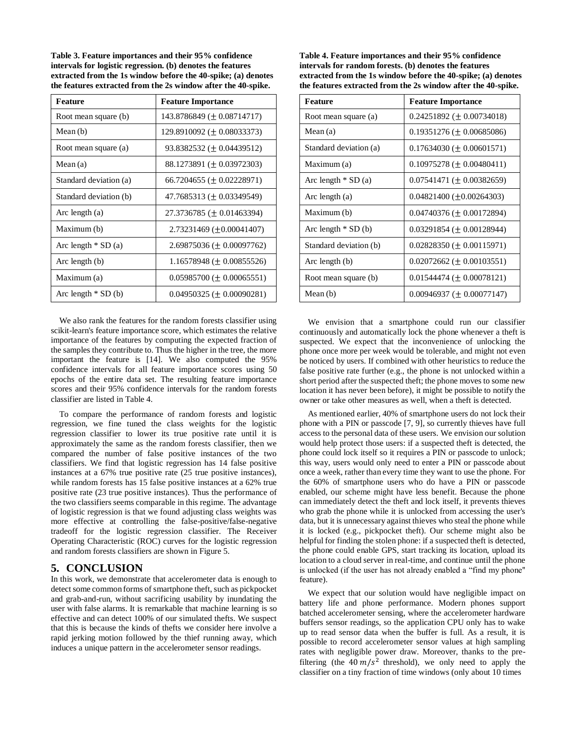**Table 3. Feature importances and their 95% confidence intervals for logistic regression. (b) denotes the features extracted from the 1s window before the 40-spike; (a) denotes the features extracted from the 2s window after the 40-spike.**

| Feature | Feature Importance |
|---|---|
| Root mean square (b) | 143.8786849 (± 0.08714717) |
| Mean (b) | 129.8910092 (± 0.08033373) |
| Root mean square (a) | 93.8382532 (± 0.04439512) |
| Mean (a) | 88.1273891 (± 0.03972303) |
| Standard deviation (a) | 66.7204655 (± 0.02228971) |
| Standard deviation (b) | 47.7685313 (± 0.03349549) |
| Arc length (a) | 27.3736785 (± 0.01463394) |
| Maximum (b) | 2.73231469 (±0.00041407) |
| Arc length * SD (a) | 2.69875036 (± 0.00097762) |
| Arc length (b) | 1.16578948 (± 0.00855526) |
| Maximum (a) | 0.05985700 (± 0.00065551) |
| Arc length * SD (b) | 0.04950325 (± 0.00090281) |

**Table 4. Feature importances and their 95% confidence intervals for random forests. (b) denotes the features extracted from the 1s window before the 40-spike; (a) denotes the features extracted from the 2s window after the 40-spike.**

| Feature | Feature Importance |
|---|---|
| Root mean square (a) | 0.24251892 (± 0.00734018) |
| Mean (a) | 0.19351276 (± 0.00685086) |
| Standard deviation (a) | 0.17634030 (± 0.00601571) |
| Maximum (a) | 0.10975278 (± 0.00480411) |
| Arc length * SD (a) | 0.07541471 (± 0.00382659) |
| Arc length (a) | 0.04821400 (±0.00264303) |
| Maximum (b) | 0.04740376 (± 0.00172894) |
| Arc length * SD (b) | 0.03291854 (± 0.00128944) |
| Standard deviation (b) | 0.02828350 (± 0.00115971) |
| Arc length (b) | 0.02072662 (± 0.00103551) |
| Root mean square (b) | 0.01544474 (± 0.00078121) |
| Mean (b) | 0.00946937 (± 0.00077147) |

We also rank the features for the random forests classifier using scikit-learn's feature importance score, which estimates the relative importance of the features by computing the expected fraction of the samples they contribute to. Thus the higher in the tree, the more important the feature is [14]. We also computed the 95% confidence intervals for all feature importance scores using 50 epochs of the entire data set. The resulting feature importance scores and their 95% confidence intervals for the random forests classifier are listed in Table 4.

To compare the performance of random forests and logistic regression, we fine tuned the class weights for the logistic regression classifier to lower its true positive rate until it is approximately the same as the random forests classifier, then we compared the number of false positive instances of the two classifiers. We find that logistic regression has 14 false positive instances at a 67% true positive rate (25 true positive instances), while random forests has 15 false positive instances at a 62% true positive rate (23 true positive instances). Thus the performance of the two classifiers seems comparable in this regime. The advantage of logistic regression is that we found adjusting class weights was more effective at controlling the false-positive/false-negative tradeoff for the logistic regression classifier. The Receiver Operating Characteristic (ROC) curves for the logistic regression and random forests classifiers are shown in Figure 5.

## 5. CONCLUSION

In this work, we demonstrate that accelerometer data is enough to detect some common forms of smartphone theft, such as pickpocket and grab-and-run, without sacrificing usability by inundating the user with false alarms. It is remarkable that machine learning is so effective and can detect 100% of our simulated thefts. We suspect that this is because the kinds of thefts we consider here involve a rapid jerking motion followed by the thief running away, which induces a unique pattern in the accelerometer sensor readings.

We envision that a smartphone could run our classifier continuously and automatically lock the phone whenever a theft is suspected. We expect that the inconvenience of unlocking the phone once more per week would be tolerable, and might not even be noticed by users. If combined with other heuristics to reduce the false positive rate further (e.g., the phone is not unlocked within a short period after the suspected theft; the phone moves to some new location it has never been before), it might be possible to notify the owner or take other measures as well, when a theft is detected.

As mentioned earlier, 40% of smartphone users do not lock their phone with a PIN or passcode [7, 9], so currently thieves have full access to the personal data of these users. We envision our solution would help protect those users: if a suspected theft is detected, the phone could lock itself so it requires a PIN or passcode to unlock; this way, users would only need to enter a PIN or passcode about once a week, rather than every time they want to use the phone. For the 60% of smartphone users who do have a PIN or passcode enabled, our scheme might have less benefit. Because the phone can immediately detect the theft and lock itself, it prevents thieves who grab the phone while it is unlocked from accessing the user's data, but it is unnecessary against thieves who steal the phone while it is locked (e.g., pickpocket theft). Our scheme might also be helpful for finding the stolen phone: if a suspected theft is detected, the phone could enable GPS, start tracking its location, upload its location to a cloud server in real-time, and continue until the phone is unlocked (if the user has not already enabled a "find my phone" feature).

We expect that our solution would have negligible impact on battery life and phone performance. Modern phones support batched accelerometer sensing, where the accelerometer hardware buffers sensor readings, so the application CPU only has to wake up to read sensor data when the buffer is full. As a result, it is possible to record accelerometer sensor values at high sampling rates with negligible power draw. Moreover, thanks to the pre-filtering (the $40\ m/s^2$ threshold), we only need to apply the classifier on a tiny fraction of time windows (only about 10 times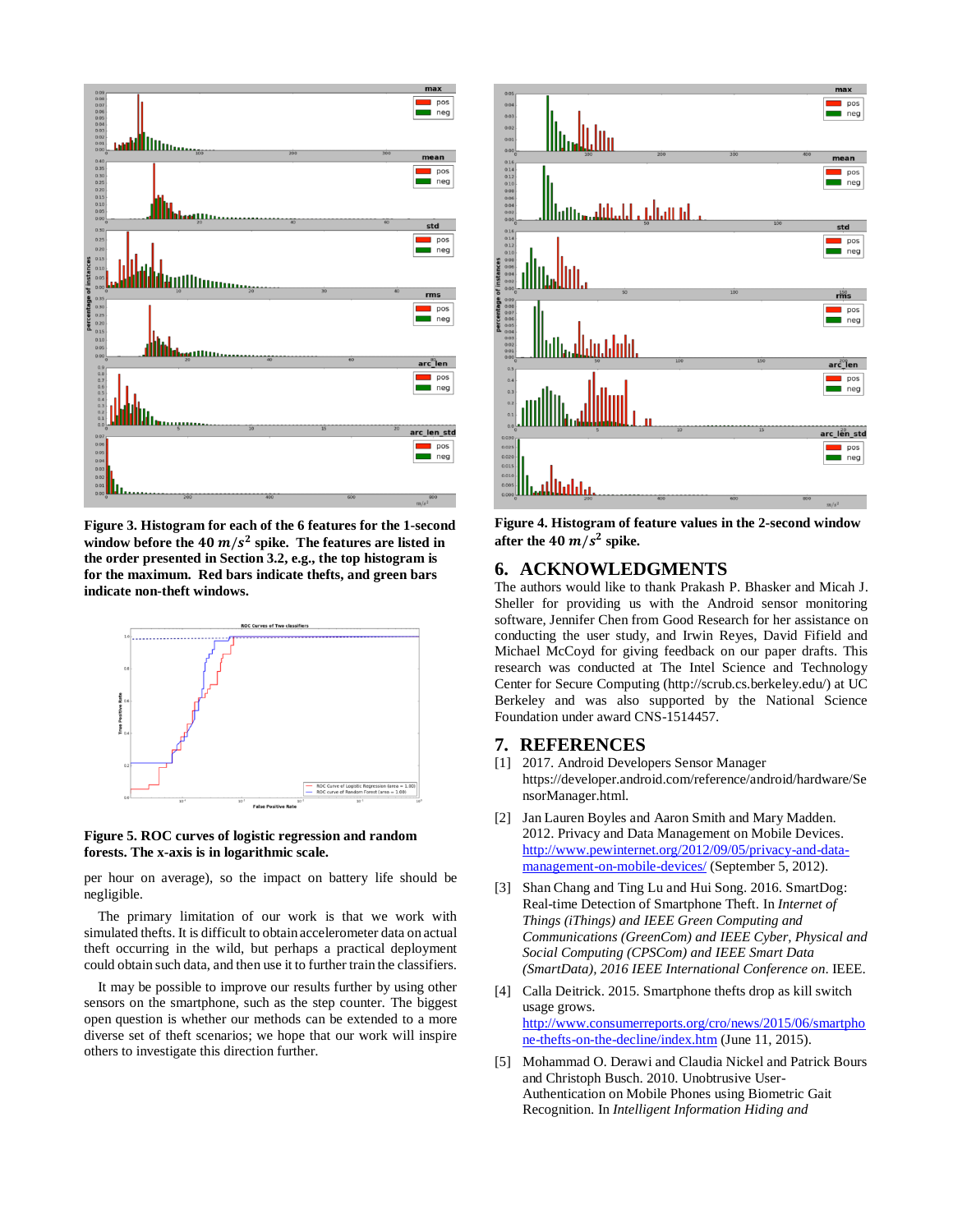max
pos
neg
mean
pos
neg
std
pos
neg
rms
pos
neg
arc_len
pos
neg
arc_len_std
pos
neg
percentage of instances
m/s²

**Figure 3. Histogram for each of the 6 features for the 1-second window before the 40 $m/s^2$ spike. The features are listed in the order presented in Section 3.2, e.g., the top histogram is for the maximum. Red bars indicate thefts, and green bars indicate non-theft windows.**

ROC Curves of Two classifiers
True Positive Rate
False Positive Rate
ROC Curve of Logistic Regression (area = 1.00)
ROC curve of Random Forest (area = 1.00)

**Figure 5. ROC curves of logistic regression and random forests. The x-axis is in logarithmic scale.**

per hour on average), so the impact on battery life should be negligible.

The primary limitation of our work is that we work with simulated thefts. It is difficult to obtain accelerometer data on actual theft occurring in the wild, but perhaps a practical deployment could obtain such data, and then use it to further train the classifiers.

It may be possible to improve our results further by using other sensors on the smartphone, such as the step counter. The biggest open question is whether our methods can be extended to a more diverse set of theft scenarios; we hope that our work will inspire others to investigate this direction further.

max
pos
neg
mean
pos
neg
std
pos
neg
rms
pos
neg
arc_len
pos
neg
arc_len_std
pos
neg
percentage of instances
m/s²

**Figure 4. Histogram of feature values in the 2-second window after the 40 $m/s^2$ spike.**

# 6. ACKNOWLEDGMENTS

The authors would like to thank Prakash P. Bhasker and Micah J. Sheller for providing us with the Android sensor monitoring software, Jennifer Chen from Good Research for her assistance on conducting the user study, and Irwin Reyes, David Fifield and Michael McCoyd for giving feedback on our paper drafts. This research was conducted at The Intel Science and Technology Center for Secure Computing (http://scrub.cs.berkeley.edu/) at UC Berkeley and was also supported by the National Science Foundation under award CNS-1514457.

# 7. REFERENCES

[1] 2017. Android Developers Sensor Manager https://developer.android.com/reference/android/hardware/SensorManager.html.

[2] Jan Lauren Boyles and Aaron Smith and Mary Madden. 2012. Privacy and Data Management on Mobile Devices. http://www.pewinternet.org/2012/09/05/privacy-and-data-management-on-mobile-devices/ (September 5, 2012).

[3] Shan Chang and Ting Lu and Hui Song. 2016. SmartDog: Real-time Detection of Smartphone Theft. In *Internet of Things (iThings) and IEEE Green Computing and Communications (GreenCom) and IEEE Cyber, Physical and Social Computing (CPSCom) and IEEE Smart Data (SmartData), 2016 IEEE International Conference on*. IEEE.

[4] Calla Deitrick. 2015. Smartphone thefts drop as kill switch usage grows. http://www.consumerreports.org/cro/news/2015/06/smartphone-thefts-on-the-decline/index.htm (June 11, 2015).

[5] Mohammad O. Derawi and Claudia Nickel and Patrick Bours and Christoph Busch. 2010. Unobtrusive User-Authentication on Mobile Phones using Biometric Gait Recognition. In *Intelligent Information Hiding and*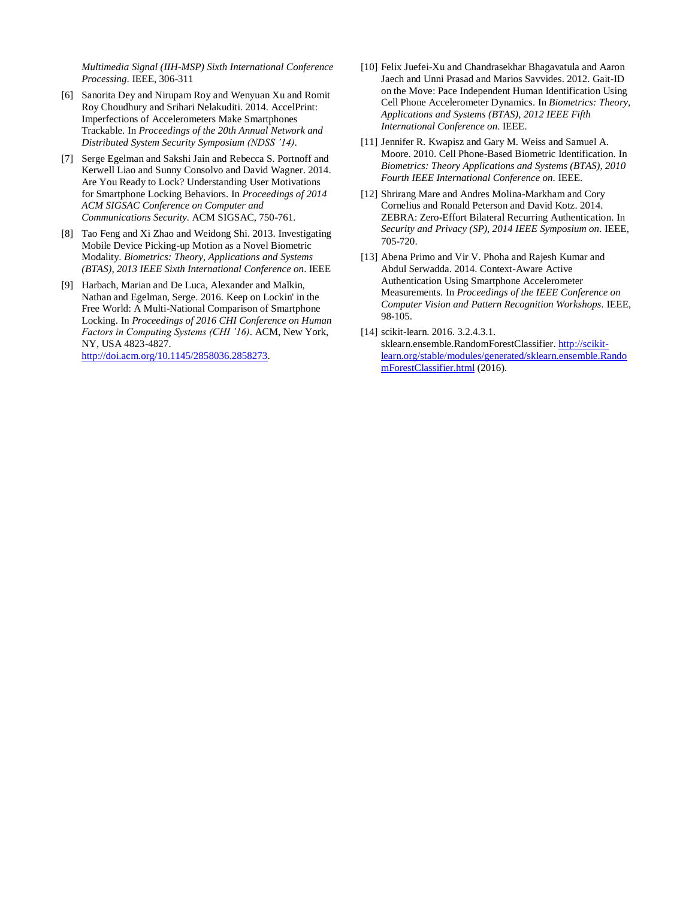*Multimedia Signal (IIH-MSP) Sixth International Conference Processing*. IEEE, 306-311

[6] Sanorita Dey and Nirupam Roy and Wenyuan Xu and Romit Roy Choudhury and Srihari Nelakuditi. 2014. AccelPrint: Imperfections of Accelerometers Make Smartphones Trackable. In *Proceedings of the 20th Annual Network and Distributed System Security Symposium (NDSS '14)*.

[7] Serge Egelman and Sakshi Jain and Rebecca S. Portnoff and Kerwell Liao and Sunny Consolvo and David Wagner. 2014. Are You Ready to Lock? Understanding User Motivations for Smartphone Locking Behaviors. In *Proceedings of 2014 ACM SIGSAC Conference on Computer and Communications Security*. ACM SIGSAC, 750-761.

[8] Tao Feng and Xi Zhao and Weidong Shi. 2013. Investigating Mobile Device Picking-up Motion as a Novel Biometric Modality. *Biometrics: Theory, Applications and Systems (BTAS), 2013 IEEE Sixth International Conference on*. IEEE

[9] Harbach, Marian and De Luca, Alexander and Malkin, Nathan and Egelman, Serge. 2016. Keep on Lockin' in the Free World: A Multi-National Comparison of Smartphone Locking. In *Proceedings of 2016 CHI Conference on Human Factors in Computing Systems (CHI '16)*. ACM, New York, NY, USA 4823-4827. http://doi.acm.org/10.1145/2858036.2858273.

[10] Felix Juefei-Xu and Chandrasekhar Bhagavatula and Aaron Jaech and Unni Prasad and Marios Savvides. 2012. Gait-ID on the Move: Pace Independent Human Identification Using Cell Phone Accelerometer Dynamics. In *Biometrics: Theory, Applications and Systems (BTAS), 2012 IEEE Fifth International Conference on*. IEEE.

[11] Jennifer R. Kwapisz and Gary M. Weiss and Samuel A. Moore. 2010. Cell Phone-Based Biometric Identification. In *Biometrics: Theory Applications and Systems (BTAS), 2010 Fourth IEEE International Conference on*. IEEE.

[12] Shrirang Mare and Andres Molina-Markham and Cory Cornelius and Ronald Peterson and David Kotz. 2014. ZEBRA: Zero-Effort Bilateral Recurring Authentication. In *Security and Privacy (SP), 2014 IEEE Symposium on*. IEEE, 705-720.

[13] Abena Primo and Vir V. Phoha and Rajesh Kumar and Abdul Serwadda. 2014. Context-Aware Active Authentication Using Smartphone Accelerometer Measurements. In *Proceedings of the IEEE Conference on Computer Vision and Pattern Recognition Workshops*. IEEE, 98-105.

[14] scikit-learn. 2016. 3.2.4.3.1. sklearn.ensemble.RandomForestClassifier. http://scikit-learn.org/stable/modules/generated/sklearn.ensemble.RandomForestClassifier.html (2016).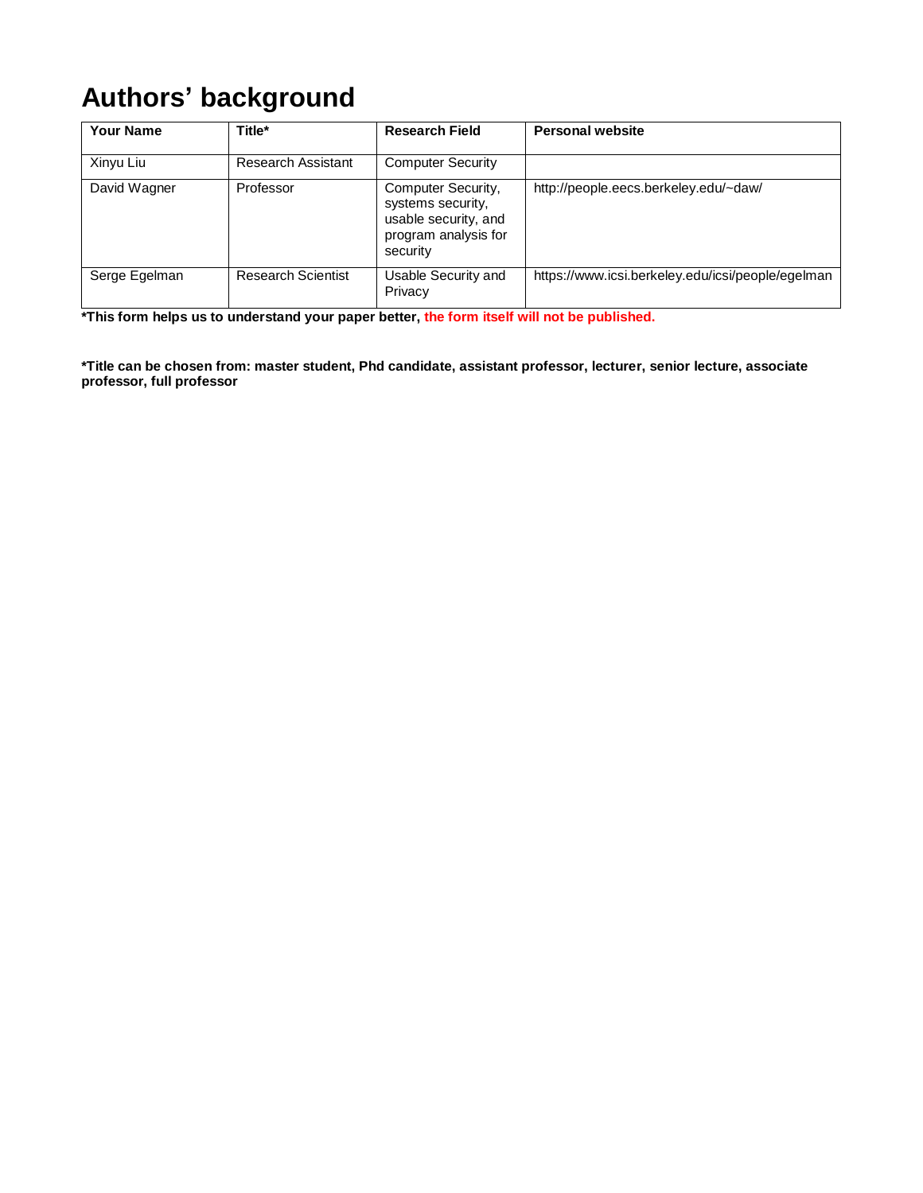# Authors' background

| Your Name | Title* | Research Field | Personal website |
| --- | --- | --- | --- |
| Xinyu Liu | Research Assistant | Computer Security | |
| David Wagner | Professor | Computer Security, systems security, usable security, and program analysis for security | http://people.eecs.berkeley.edu/~daw/ |
| Serge Egelman | Research Scientist | Usable Security and Privacy | https://www.icsi.berkeley.edu/icsi/people/egelman |

**\*This form helps us to understand your paper better, the form itself will not be published.**

**\*Title can be chosen from: master student, Phd candidate, assistant professor, lecturer, senior lecture, associate professor, full professor**